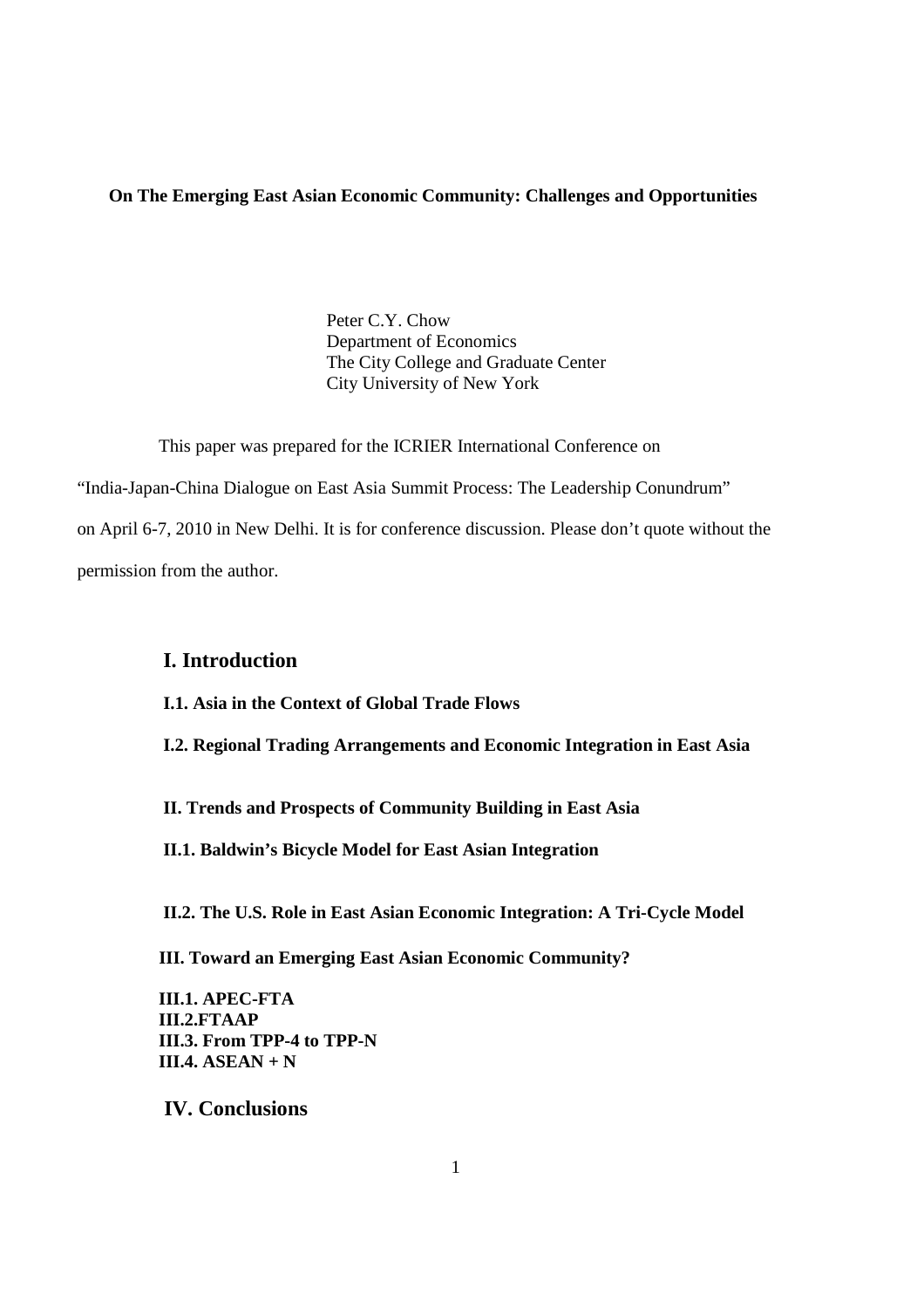**On The Emerging East Asian Economic Community: Challenges and Opportunities**

Peter C.Y. Chow
Department of Economics
The City College and Graduate Center
City University of New York

This paper was prepared for the ICRIER International Conference on "India-Japan-China Dialogue on East Asia Summit Process: The Leadership Conundrum" on April 6-7, 2010 in New Delhi. It is for conference discussion. Please don't quote without the permission from the author.

## I. Introduction

**I.1. Asia in the Context of Global Trade Flows**

**I.2. Regional Trading Arrangements and Economic Integration in East Asia**

**II. Trends and Prospects of Community Building in East Asia**

**II.1. Baldwin's Bicycle Model for East Asian Integration**

**II.2. The U.S. Role in East Asian Economic Integration: A Tri-Cycle Model**

**III. Toward an Emerging East Asian Economic Community?**

**III.1. APEC-FTA**
**III.2.FTAAP**
**III.3. From TPP-4 to TPP-N**
**III.4. ASEAN + N**

## IV. Conclusions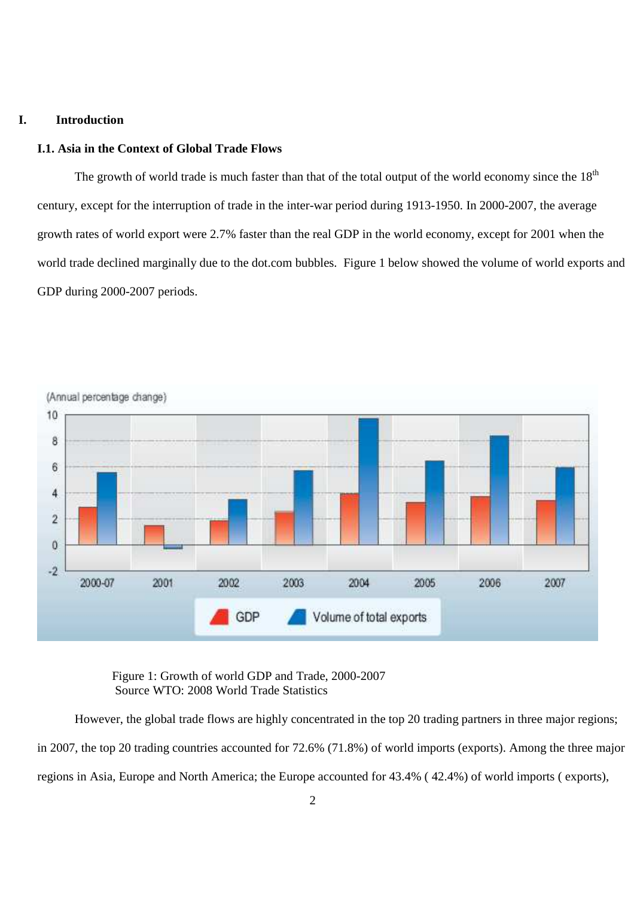# I. Introduction

## I.1. Asia in the Context of Global Trade Flows

The growth of world trade is much faster than that of the total output of the world economy since the 18th century, except for the interruption of trade in the inter-war period during 1913-1950. In 2000-2007, the average growth rates of world export were 2.7% faster than the real GDP in the world economy, except for 2001 when the world trade declined marginally due to the dot.com bubbles. Figure 1 below showed the volume of world exports and GDP during 2000-2007 periods.

Figure 1: Growth of world GDP and Trade, 2000-2007
Source WTO: 2008 World Trade Statistics

However, the global trade flows are highly concentrated in the top 20 trading partners in three major regions; in 2007, the top 20 trading countries accounted for 72.6% (71.8%) of world imports (exports). Among the three major regions in Asia, Europe and North America; the Europe accounted for 43.4% ( 42.4%) of world imports ( exports),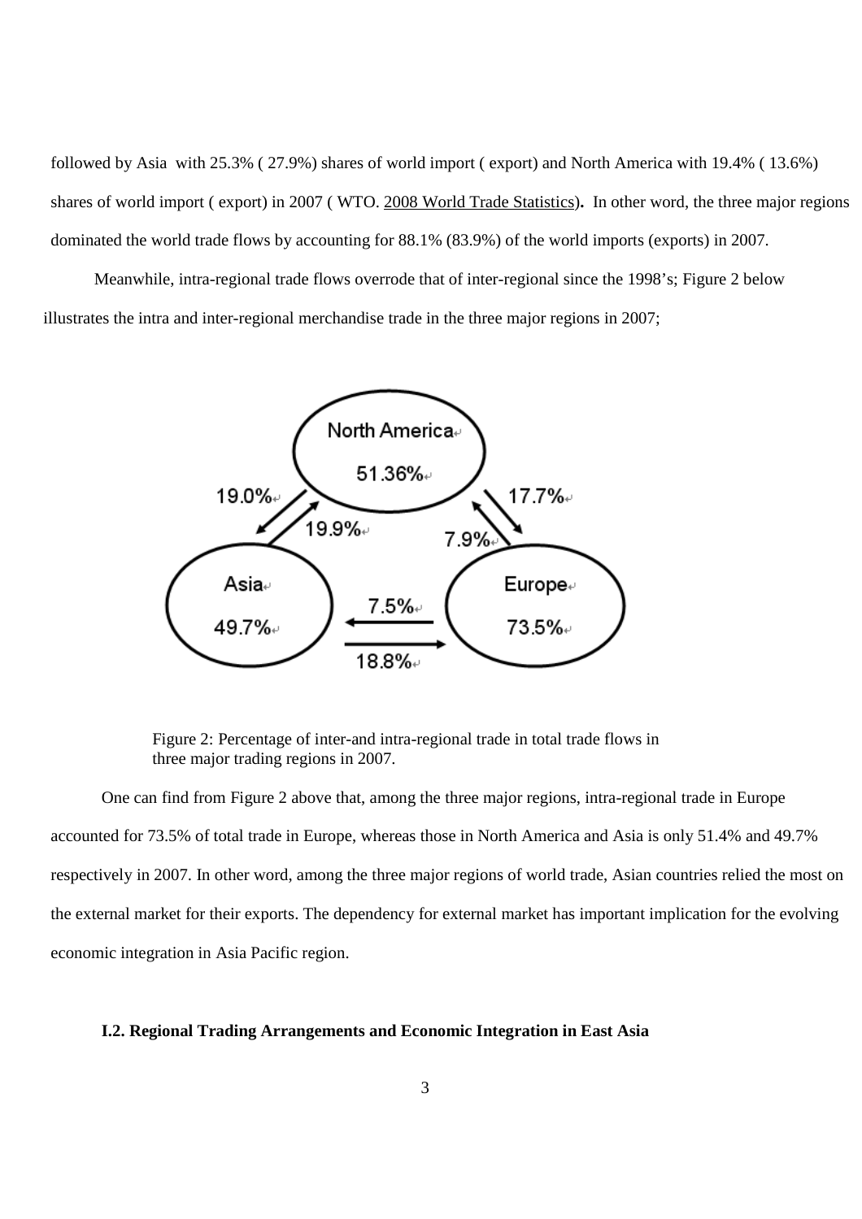followed by Asia with 25.3% ( 27.9%) shares of world import ( export) and North America with 19.4% ( 13.6%) shares of world import ( export) in 2007 ( WTO. 2008 World Trade Statistics)**.** In other word, the three major regions dominated the world trade flows by accounting for 88.1% (83.9%) of the world imports (exports) in 2007.

Meanwhile, intra-regional trade flows overrode that of inter-regional since the 1998's; Figure 2 below illustrates the intra and inter-regional merchandise trade in the three major regions in 2007;

Figure 2: Percentage of inter-and intra-regional trade in total trade flows in three major trading regions in 2007.

One can find from Figure 2 above that, among the three major regions, intra-regional trade in Europe accounted for 73.5% of total trade in Europe, whereas those in North America and Asia is only 51.4% and 49.7% respectively in 2007. In other word, among the three major regions of world trade, Asian countries relied the most on the external market for their exports. The dependency for external market has important implication for the evolving economic integration in Asia Pacific region.

### I.2. Regional Trading Arrangements and Economic Integration in East Asia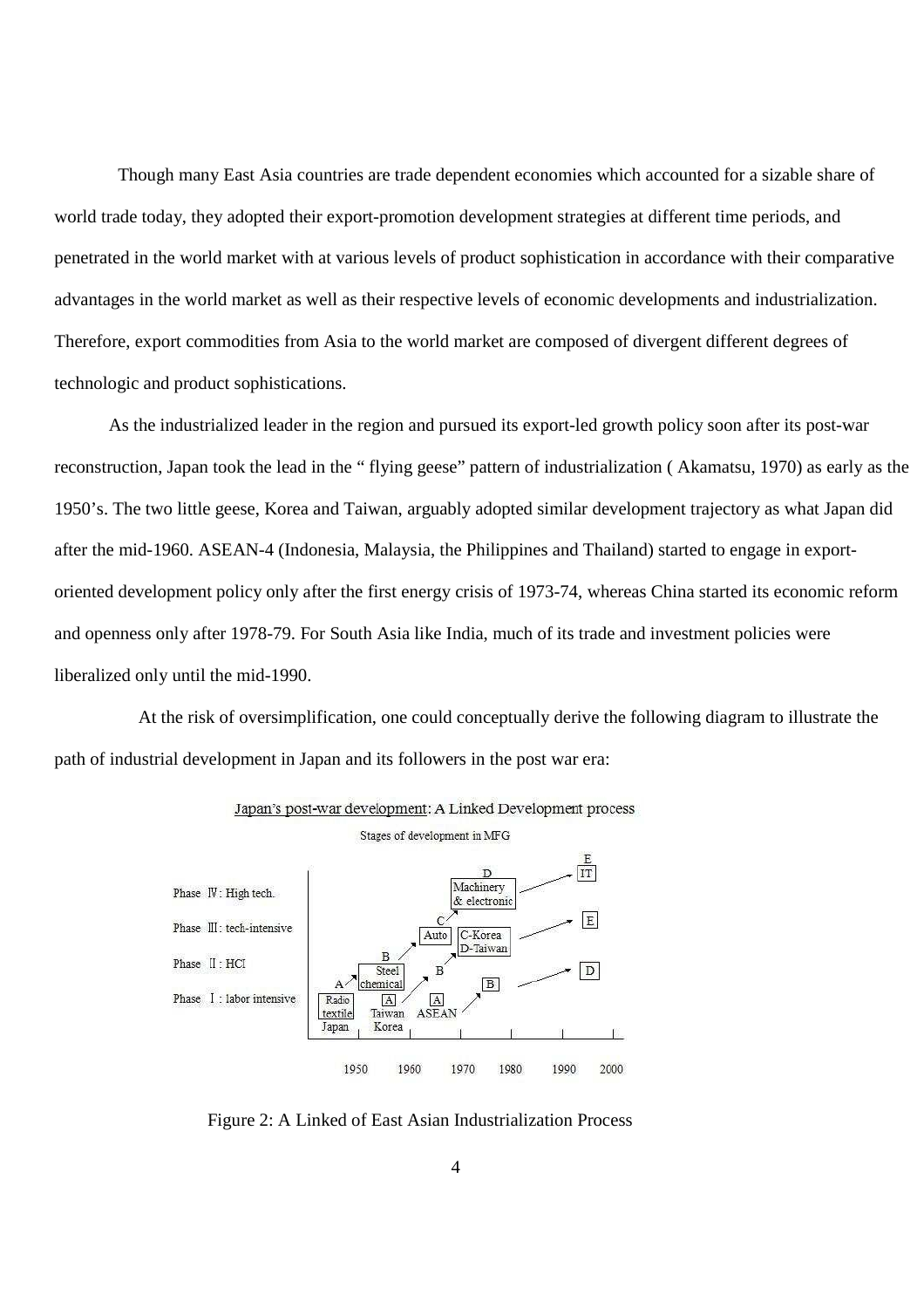Though many East Asia countries are trade dependent economies which accounted for a sizable share of world trade today, they adopted their export-promotion development strategies at different time periods, and penetrated in the world market with at various levels of product sophistication in accordance with their comparative advantages in the world market as well as their respective levels of economic developments and industrialization. Therefore, export commodities from Asia to the world market are composed of divergent different degrees of technologic and product sophistications.

As the industrialized leader in the region and pursued its export-led growth policy soon after its post-war reconstruction, Japan took the lead in the " flying geese" pattern of industrialization ( Akamatsu, 1970) as early as the 1950's. The two little geese, Korea and Taiwan, arguably adopted similar development trajectory as what Japan did after the mid-1960. ASEAN-4 (Indonesia, Malaysia, the Philippines and Thailand) started to engage in export-oriented development policy only after the first energy crisis of 1973-74, whereas China started its economic reform and openness only after 1978-79. For South Asia like India, much of its trade and investment policies were liberalized only until the mid-1990.

At the risk of oversimplification, one could conceptually derive the following diagram to illustrate the path of industrial development in Japan and its followers in the post war era:

Japan's post-war development: A Linked Development process

Stages of development in MFG

Figure 2: A Linked of East Asian Industrialization Process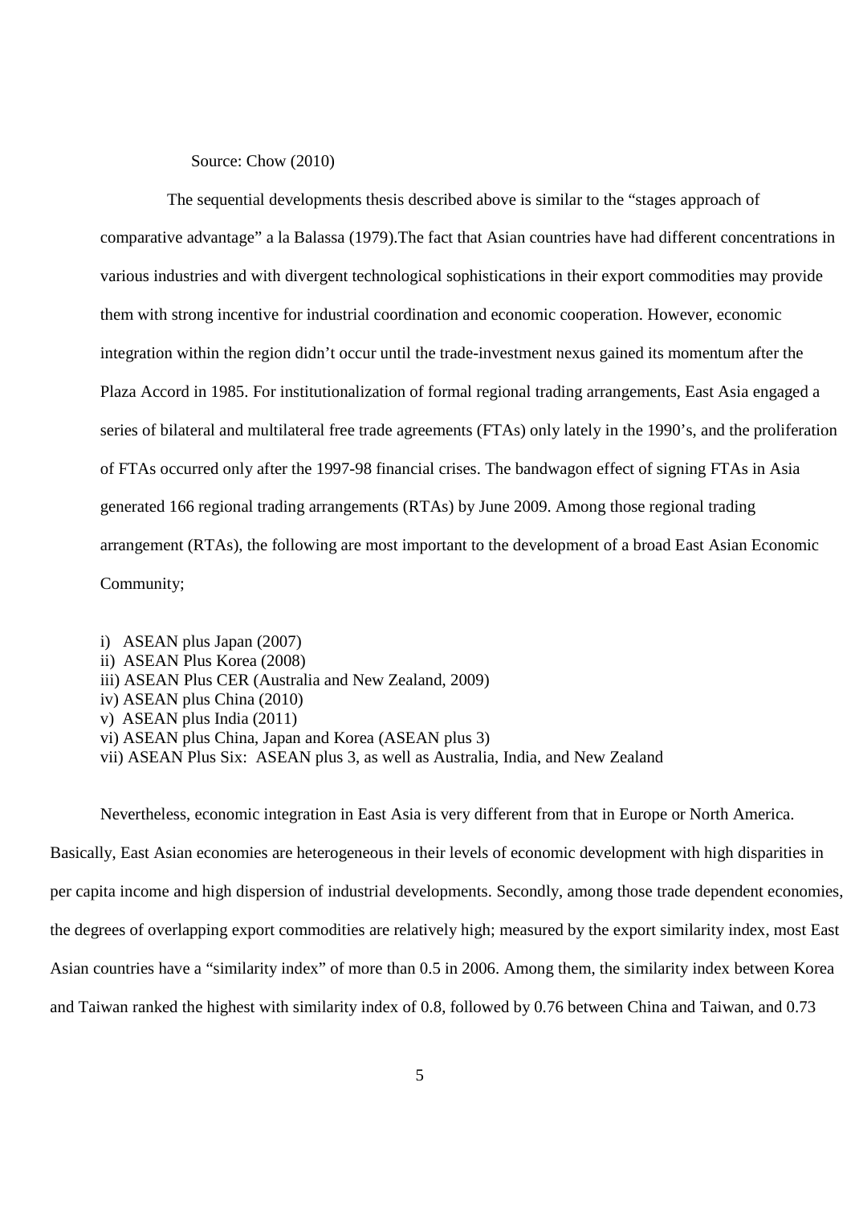Source: Chow (2010)

The sequential developments thesis described above is similar to the "stages approach of comparative advantage" a la Balassa (1979).The fact that Asian countries have had different concentrations in various industries and with divergent technological sophistications in their export commodities may provide them with strong incentive for industrial coordination and economic cooperation. However, economic integration within the region didn't occur until the trade-investment nexus gained its momentum after the Plaza Accord in 1985. For institutionalization of formal regional trading arrangements, East Asia engaged a series of bilateral and multilateral free trade agreements (FTAs) only lately in the 1990's, and the proliferation of FTAs occurred only after the 1997-98 financial crises. The bandwagon effect of signing FTAs in Asia generated 166 regional trading arrangements (RTAs) by June 2009. Among those regional trading arrangement (RTAs), the following are most important to the development of a broad East Asian Economic Community;

i) ASEAN plus Japan (2007)
ii) ASEAN Plus Korea (2008)
iii) ASEAN Plus CER (Australia and New Zealand, 2009)
iv) ASEAN plus China (2010)
v) ASEAN plus India (2011)
vi) ASEAN plus China, Japan and Korea (ASEAN plus 3)
vii) ASEAN Plus Six: ASEAN plus 3, as well as Australia, India, and New Zealand

Nevertheless, economic integration in East Asia is very different from that in Europe or North America. Basically, East Asian economies are heterogeneous in their levels of economic development with high disparities in per capita income and high dispersion of industrial developments. Secondly, among those trade dependent economies, the degrees of overlapping export commodities are relatively high; measured by the export similarity index, most East Asian countries have a "similarity index" of more than 0.5 in 2006. Among them, the similarity index between Korea and Taiwan ranked the highest with similarity index of 0.8, followed by 0.76 between China and Taiwan, and 0.73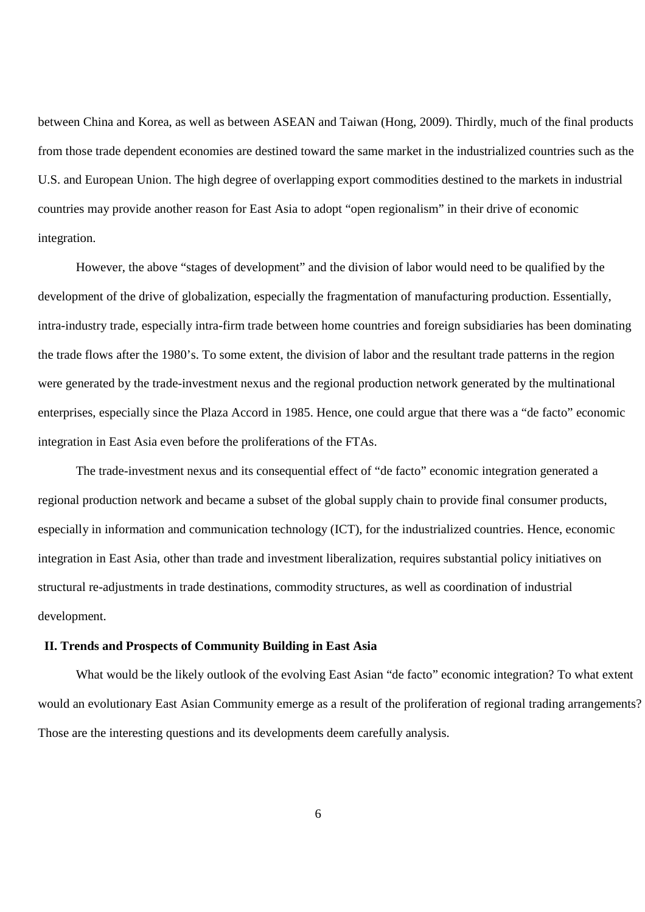between China and Korea, as well as between ASEAN and Taiwan (Hong, 2009). Thirdly, much of the final products from those trade dependent economies are destined toward the same market in the industrialized countries such as the U.S. and European Union. The high degree of overlapping export commodities destined to the markets in industrial countries may provide another reason for East Asia to adopt "open regionalism" in their drive of economic integration.

However, the above "stages of development" and the division of labor would need to be qualified by the development of the drive of globalization, especially the fragmentation of manufacturing production. Essentially, intra-industry trade, especially intra-firm trade between home countries and foreign subsidiaries has been dominating the trade flows after the 1980's. To some extent, the division of labor and the resultant trade patterns in the region were generated by the trade-investment nexus and the regional production network generated by the multinational enterprises, especially since the Plaza Accord in 1985. Hence, one could argue that there was a "de facto" economic integration in East Asia even before the proliferations of the FTAs.

The trade-investment nexus and its consequential effect of "de facto" economic integration generated a regional production network and became a subset of the global supply chain to provide final consumer products, especially in information and communication technology (ICT), for the industrialized countries. Hence, economic integration in East Asia, other than trade and investment liberalization, requires substantial policy initiatives on structural re-adjustments in trade destinations, commodity structures, as well as coordination of industrial development.

## II. Trends and Prospects of Community Building in East Asia

What would be the likely outlook of the evolving East Asian "de facto" economic integration? To what extent would an evolutionary East Asian Community emerge as a result of the proliferation of regional trading arrangements? Those are the interesting questions and its developments deem carefully analysis.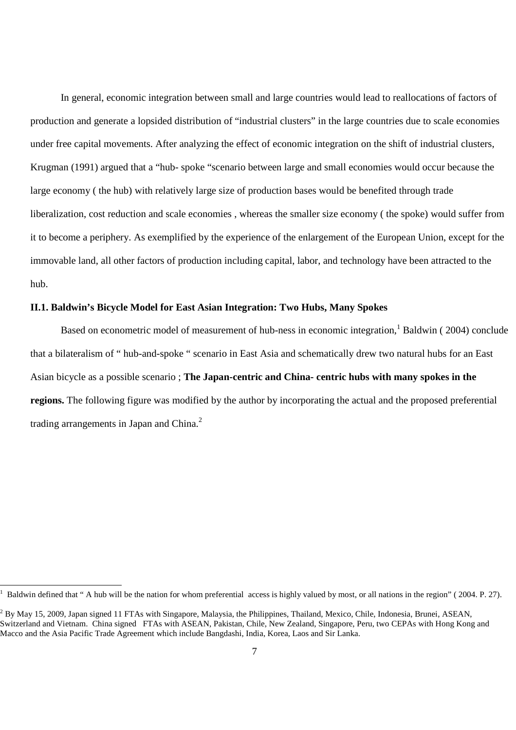In general, economic integration between small and large countries would lead to reallocations of factors of production and generate a lopsided distribution of "industrial clusters" in the large countries due to scale economies under free capital movements. After analyzing the effect of economic integration on the shift of industrial clusters, Krugman (1991) argued that a "hub- spoke "scenario between large and small economies would occur because the large economy ( the hub) with relatively large size of production bases would be benefited through trade liberalization, cost reduction and scale economies , whereas the smaller size economy ( the spoke) would suffer from it to become a periphery. As exemplified by the experience of the enlargement of the European Union, except for the immovable land, all other factors of production including capital, labor, and technology have been attracted to the hub.

### II.1. Baldwin's Bicycle Model for East Asian Integration: Two Hubs, Many Spokes

Based on econometric model of measurement of hub-ness in economic integration,[1] Baldwin ( 2004) conclude that a bilateralism of " hub-and-spoke " scenario in East Asia and schematically drew two natural hubs for an East Asian bicycle as a possible scenario ; **The Japan-centric and China- centric hubs with many spokes in the regions.** The following figure was modified by the author by incorporating the actual and the proposed preferential trading arrangements in Japan and China.[2]

---

[1] Baldwin defined that " A hub will be the nation for whom preferential access is highly valued by most, or all nations in the region" ( 2004. P. 27).

[2] By May 15, 2009, Japan signed 11 FTAs with Singapore, Malaysia, the Philippines, Thailand, Mexico, Chile, Indonesia, Brunei, ASEAN, Switzerland and Vietnam. China signed FTAs with ASEAN, Pakistan, Chile, New Zealand, Singapore, Peru, two CEPAs with Hong Kong and Macco and the Asia Pacific Trade Agreement which include Bangdashi, India, Korea, Laos and Sir Lanka.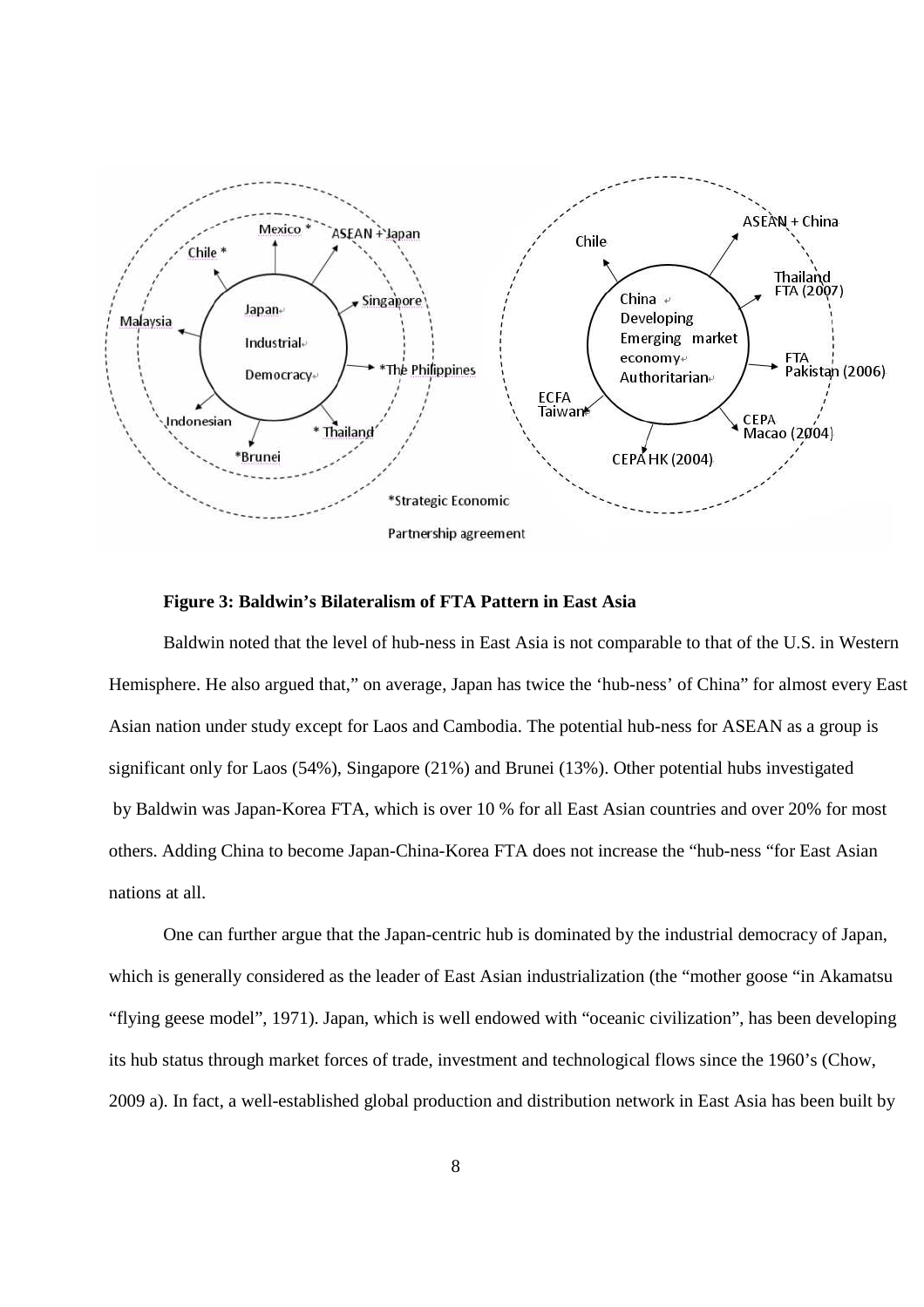**Figure 3: Baldwin's Bilateralism of FTA Pattern in East Asia**

Baldwin noted that the level of hub-ness in East Asia is not comparable to that of the U.S. in Western Hemisphere. He also argued that," on average, Japan has twice the 'hub-ness' of China" for almost every East Asian nation under study except for Laos and Cambodia. The potential hub-ness for ASEAN as a group is significant only for Laos (54%), Singapore (21%) and Brunei (13%). Other potential hubs investigated by Baldwin was Japan-Korea FTA, which is over 10 % for all East Asian countries and over 20% for most others. Adding China to become Japan-China-Korea FTA does not increase the "hub-ness "for East Asian nations at all.

One can further argue that the Japan-centric hub is dominated by the industrial democracy of Japan, which is generally considered as the leader of East Asian industrialization (the "mother goose "in Akamatsu "flying geese model", 1971). Japan, which is well endowed with "oceanic civilization", has been developing its hub status through market forces of trade, investment and technological flows since the 1960's (Chow, 2009 a). In fact, a well-established global production and distribution network in East Asia has been built by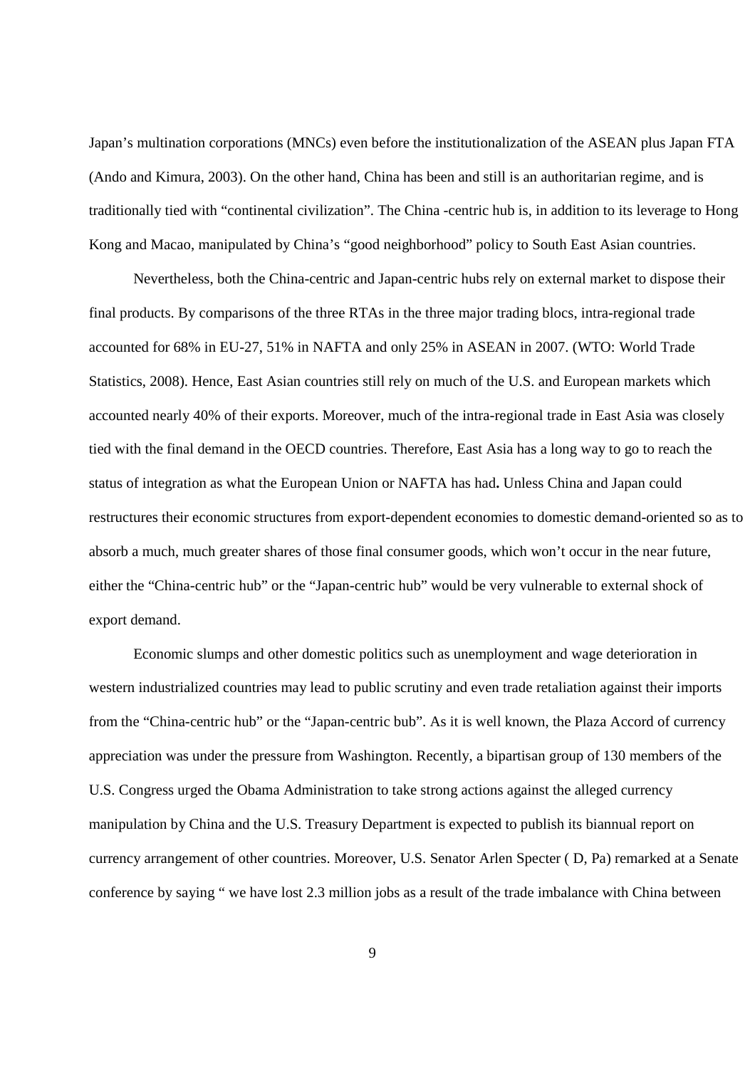Japan's multination corporations (MNCs) even before the institutionalization of the ASEAN plus Japan FTA (Ando and Kimura, 2003). On the other hand, China has been and still is an authoritarian regime, and is traditionally tied with "continental civilization". The China -centric hub is, in addition to its leverage to Hong Kong and Macao, manipulated by China's "good neighborhood" policy to South East Asian countries.

Nevertheless, both the China-centric and Japan-centric hubs rely on external market to dispose their final products. By comparisons of the three RTAs in the three major trading blocs, intra-regional trade accounted for 68% in EU-27, 51% in NAFTA and only 25% in ASEAN in 2007. (WTO: World Trade Statistics, 2008). Hence, East Asian countries still rely on much of the U.S. and European markets which accounted nearly 40% of their exports. Moreover, much of the intra-regional trade in East Asia was closely tied with the final demand in the OECD countries. Therefore, East Asia has a long way to go to reach the status of integration as what the European Union or NAFTA has had**.** Unless China and Japan could restructures their economic structures from export-dependent economies to domestic demand-oriented so as to absorb a much, much greater shares of those final consumer goods, which won't occur in the near future, either the "China-centric hub" or the "Japan-centric hub" would be very vulnerable to external shock of export demand.

Economic slumps and other domestic politics such as unemployment and wage deterioration in western industrialized countries may lead to public scrutiny and even trade retaliation against their imports from the "China-centric hub" or the "Japan-centric bub". As it is well known, the Plaza Accord of currency appreciation was under the pressure from Washington. Recently, a bipartisan group of 130 members of the U.S. Congress urged the Obama Administration to take strong actions against the alleged currency manipulation by China and the U.S. Treasury Department is expected to publish its biannual report on currency arrangement of other countries. Moreover, U.S. Senator Arlen Specter ( D, Pa) remarked at a Senate conference by saying " we have lost 2.3 million jobs as a result of the trade imbalance with China between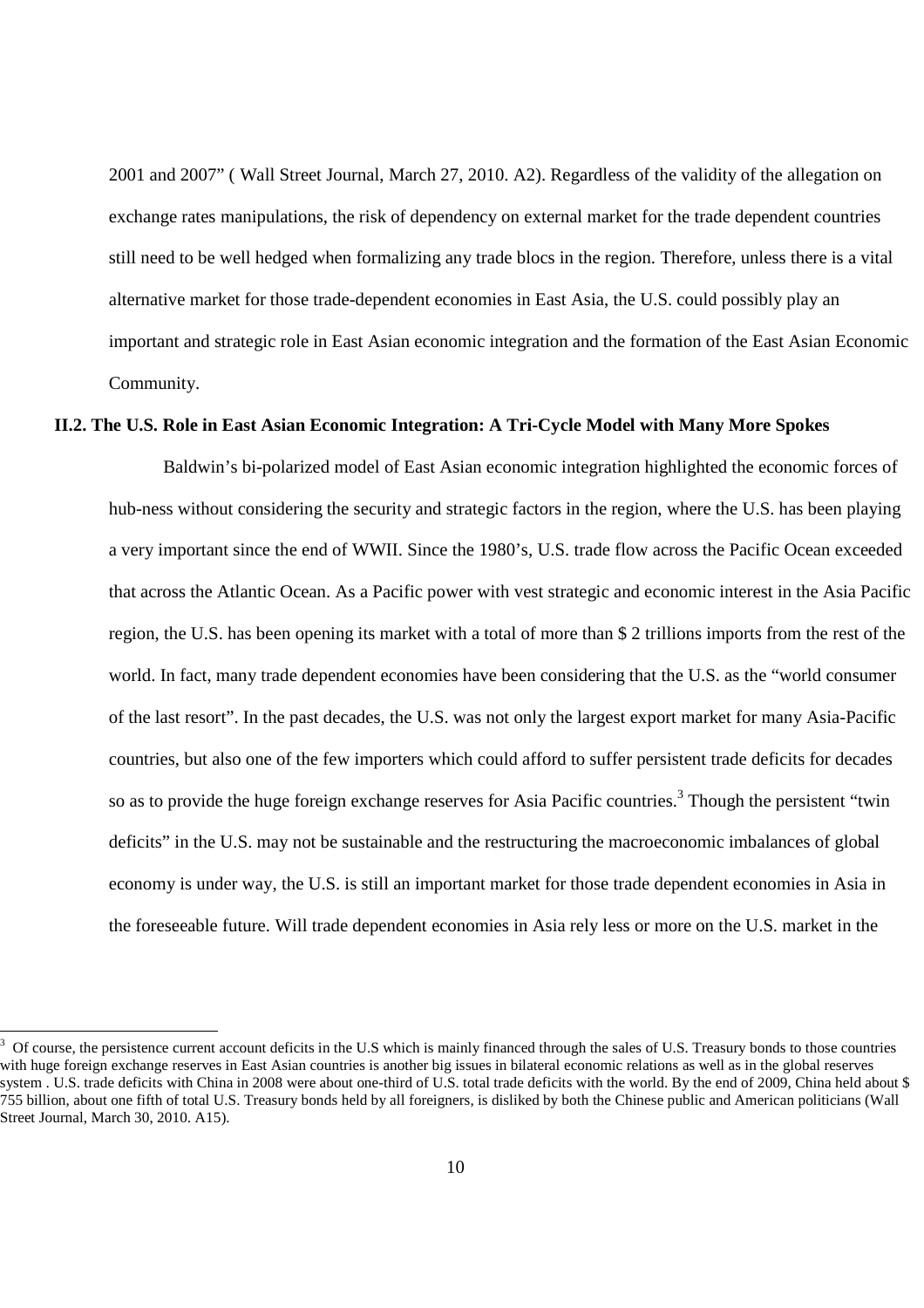2001 and 2007" ( Wall Street Journal, March 27, 2010. A2). Regardless of the validity of the allegation on exchange rates manipulations, the risk of dependency on external market for the trade dependent countries still need to be well hedged when formalizing any trade blocs in the region. Therefore, unless there is a vital alternative market for those trade-dependent economies in East Asia, the U.S. could possibly play an important and strategic role in East Asian economic integration and the formation of the East Asian Economic Community.

### II.2. The U.S. Role in East Asian Economic Integration: A Tri-Cycle Model with Many More Spokes

Baldwin's bi-polarized model of East Asian economic integration highlighted the economic forces of hub-ness without considering the security and strategic factors in the region, where the U.S. has been playing a very important since the end of WWII. Since the 1980's, U.S. trade flow across the Pacific Ocean exceeded that across the Atlantic Ocean. As a Pacific power with vest strategic and economic interest in the Asia Pacific region, the U.S. has been opening its market with a total of more than $ 2 trillions imports from the rest of the world. In fact, many trade dependent economies have been considering that the U.S. as the "world consumer of the last resort". In the past decades, the U.S. was not only the largest export market for many Asia-Pacific countries, but also one of the few importers which could afford to suffer persistent trade deficits for decades so as to provide the huge foreign exchange reserves for Asia Pacific countries.[3] Though the persistent "twin deficits" in the U.S. may not be sustainable and the restructuring the macroeconomic imbalances of global economy is under way, the U.S. is still an important market for those trade dependent economies in Asia in the foreseeable future. Will trade dependent economies in Asia rely less or more on the U.S. market in the

[3] Of course, the persistence current account deficits in the U.S which is mainly financed through the sales of U.S. Treasury bonds to those countries with huge foreign exchange reserves in East Asian countries is another big issues in bilateral economic relations as well as in the global reserves system . U.S. trade deficits with China in 2008 were about one-third of U.S. total trade deficits with the world. By the end of 2009, China held about $ 755 billion, about one fifth of total U.S. Treasury bonds held by all foreigners, is disliked by both the Chinese public and American politicians (Wall Street Journal, March 30, 2010. A15).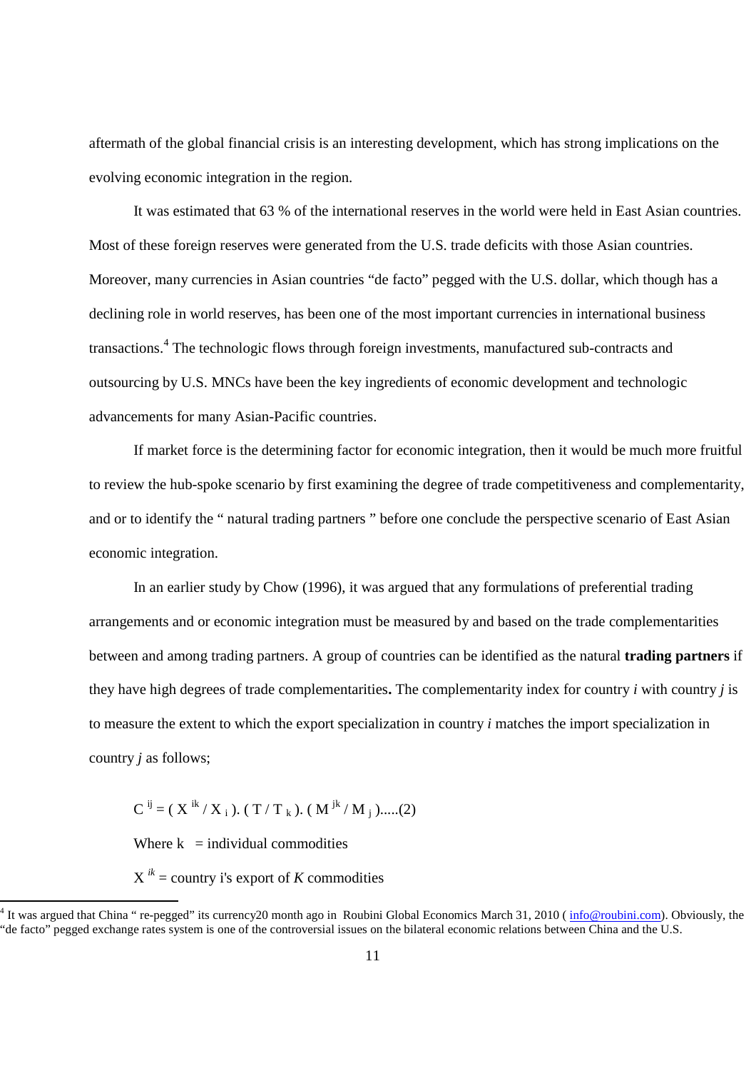aftermath of the global financial crisis is an interesting development, which has strong implications on the evolving economic integration in the region.

It was estimated that 63 % of the international reserves in the world were held in East Asian countries. Most of these foreign reserves were generated from the U.S. trade deficits with those Asian countries. Moreover, many currencies in Asian countries "de facto" pegged with the U.S. dollar, which though has a declining role in world reserves, has been one of the most important currencies in international business transactions.[4] The technologic flows through foreign investments, manufactured sub-contracts and outsourcing by U.S. MNCs have been the key ingredients of economic development and technologic advancements for many Asian-Pacific countries.

If market force is the determining factor for economic integration, then it would be much more fruitful to review the hub-spoke scenario by first examining the degree of trade competitiveness and complementarity, and or to identify the " natural trading partners " before one conclude the perspective scenario of East Asian economic integration.

In an earlier study by Chow (1996), it was argued that any formulations of preferential trading arrangements and or economic integration must be measured by and based on the trade complementarities between and among trading partners. A group of countries can be identified as the natural **trading partners** if they have high degrees of trade complementarities**.** The complementarity index for country *i* with country *j* is to measure the extent to which the export specialization in country *i* matches the import specialization in country *j* as follows;

$$C^{ij} = (X^{ik} / X_i).(T / T_k).(M^{jk} / M_j).....(2)$$

Where k = individual commodities

$X^{ik}$ = country i's export of *K* commodities

[4] It was argued that China " re-pegged" its currency20 month ago in Roubini Global Economics March 31, 2010 ( info@roubini.com). Obviously, the "de facto" pegged exchange rates system is one of the controversial issues on the bilateral economic relations between China and the U.S.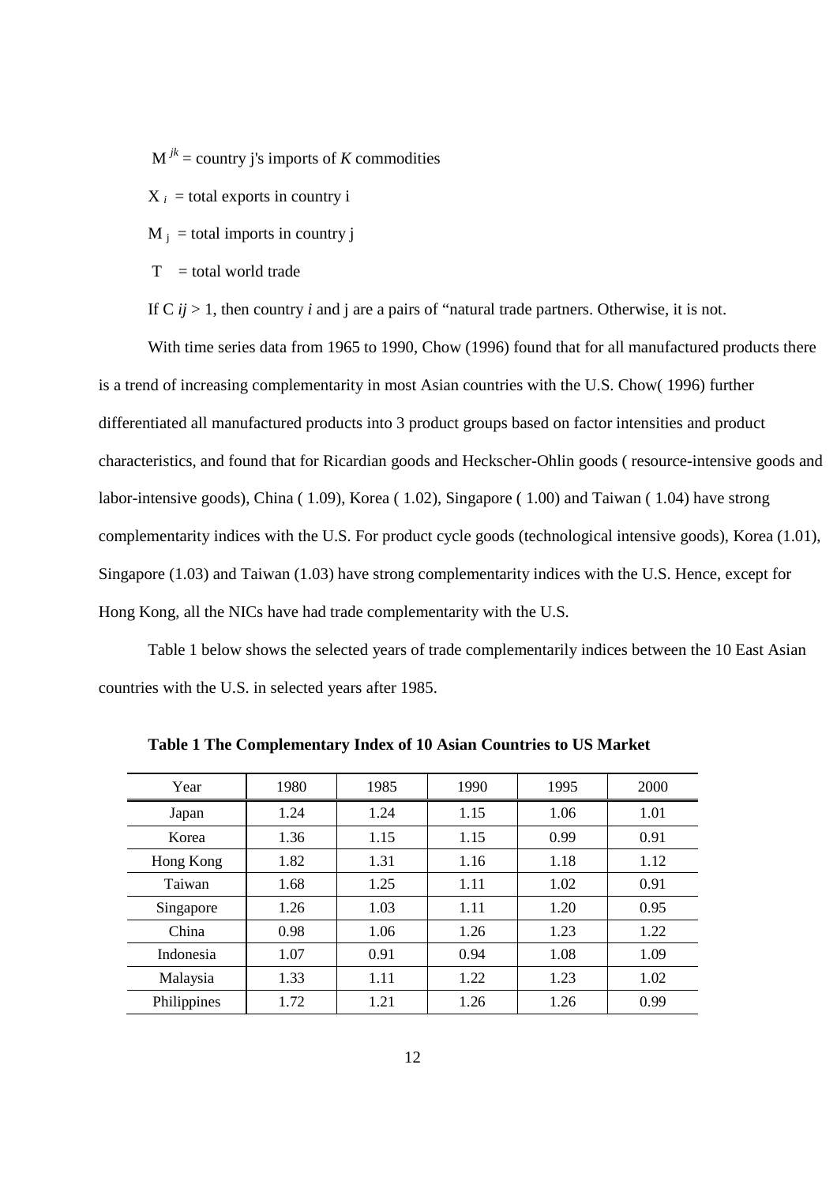$M^{jk}$ = country j's imports of *K* commodities

$X_i$ = total exports in country i

$M_j$ = total imports in country j

T = total world trade

If C *ij* > 1, then country *i* and j are a pairs of "natural trade partners. Otherwise, it is not.

With time series data from 1965 to 1990, Chow (1996) found that for all manufactured products there is a trend of increasing complementarity in most Asian countries with the U.S. Chow( 1996) further differentiated all manufactured products into 3 product groups based on factor intensities and product characteristics, and found that for Ricardian goods and Heckscher-Ohlin goods ( resource-intensive goods and labor-intensive goods), China ( 1.09), Korea ( 1.02), Singapore ( 1.00) and Taiwan ( 1.04) have strong complementarity indices with the U.S. For product cycle goods (technological intensive goods), Korea (1.01), Singapore (1.03) and Taiwan (1.03) have strong complementarity indices with the U.S. Hence, except for Hong Kong, all the NICs have had trade complementarity with the U.S.

Table 1 below shows the selected years of trade complementarily indices between the 10 East Asian countries with the U.S. in selected years after 1985.

**Table 1 The Complementary Index of 10 Asian Countries to US Market**

| Year | 1980 | 1985 | 1990 | 1995 | 2000 |
|---|---|---|---|---|---|
| Japan | 1.24 | 1.24 | 1.15 | 1.06 | 1.01 |
| Korea | 1.36 | 1.15 | 1.15 | 0.99 | 0.91 |
| Hong Kong | 1.82 | 1.31 | 1.16 | 1.18 | 1.12 |
| Taiwan | 1.68 | 1.25 | 1.11 | 1.02 | 0.91 |
| Singapore | 1.26 | 1.03 | 1.11 | 1.20 | 0.95 |
| China | 0.98 | 1.06 | 1.26 | 1.23 | 1.22 |
| Indonesia | 1.07 | 0.91 | 0.94 | 1.08 | 1.09 |
| Malaysia | 1.33 | 1.11 | 1.22 | 1.23 | 1.02 |
| Philippines | 1.72 | 1.21 | 1.26 | 1.26 | 0.99 |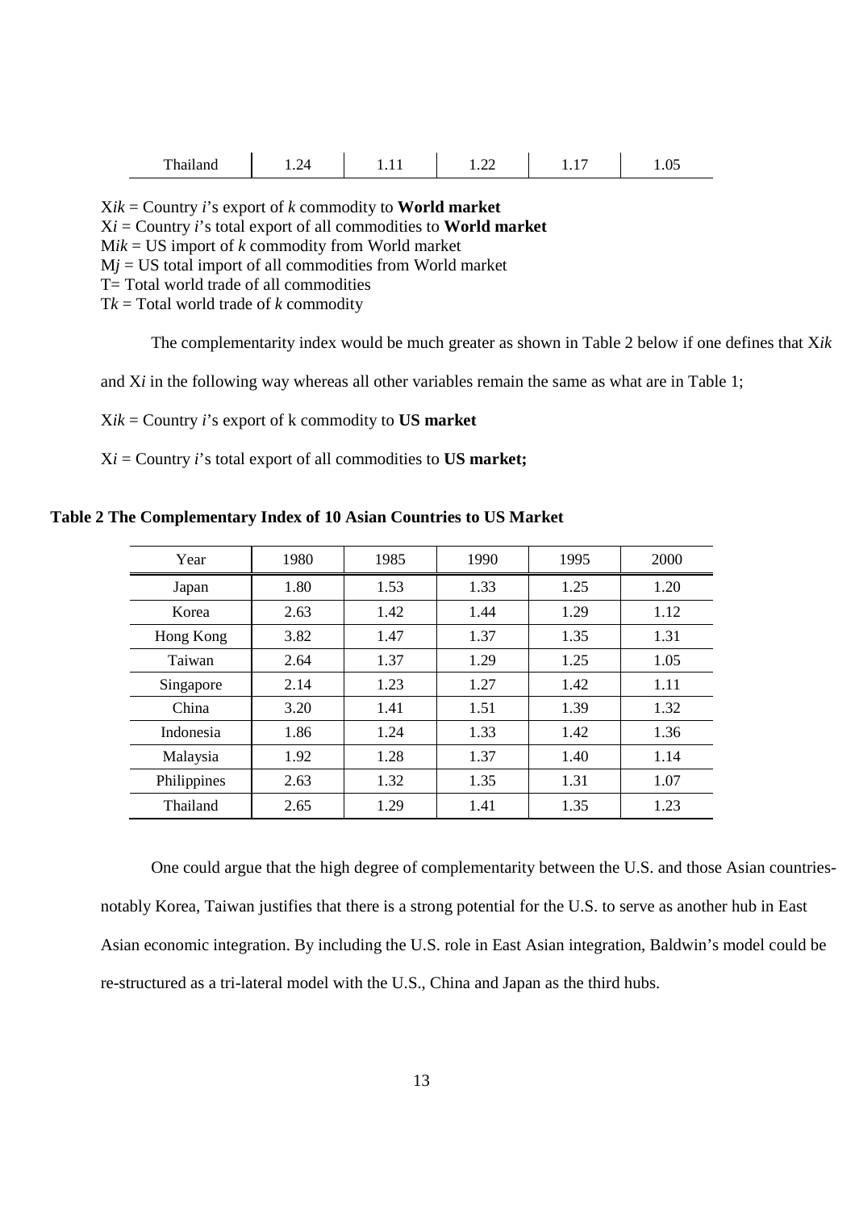| Thailand | 1.24 | 1.11 | 1.22 | 1.17 | 1.05 |
|---|---|---|---|---|---|

$X_{ik}$ = Country *i*'s export of *k* commodity to **World market**

$X_i$ = Country *i*'s total export of all commodities to **World market**

$M_{ik}$ = US import of *k* commodity from World market

$M_j$ = US total import of all commodities from World market

T= Total world trade of all commodities

$T_k$ = Total world trade of *k* commodity

The complementarity index would be much greater as shown in Table 2 below if one defines that $X_{ik}$ and $X_i$ in the following way whereas all other variables remain the same as what are in Table 1;

$X_{ik}$ = Country *i*'s export of k commodity to **US market**

$X_i$ = Country *i*'s total export of all commodities to **US market;**

**Table 2 The Complementary Index of 10 Asian Countries to US Market**

| Year | 1980 | 1985 | 1990 | 1995 | 2000 |
|---|---|---|---|---|---|
| Japan | 1.80 | 1.53 | 1.33 | 1.25 | 1.20 |
| Korea | 2.63 | 1.42 | 1.44 | 1.29 | 1.12 |
| Hong Kong | 3.82 | 1.47 | 1.37 | 1.35 | 1.31 |
| Taiwan | 2.64 | 1.37 | 1.29 | 1.25 | 1.05 |
| Singapore | 2.14 | 1.23 | 1.27 | 1.42 | 1.11 |
| China | 3.20 | 1.41 | 1.51 | 1.39 | 1.32 |
| Indonesia | 1.86 | 1.24 | 1.33 | 1.42 | 1.36 |
| Malaysia | 1.92 | 1.28 | 1.37 | 1.40 | 1.14 |
| Philippines | 2.63 | 1.32 | 1.35 | 1.31 | 1.07 |
| Thailand | 2.65 | 1.29 | 1.41 | 1.35 | 1.23 |

One could argue that the high degree of complementarity between the U.S. and those Asian countries-notably Korea, Taiwan justifies that there is a strong potential for the U.S. to serve as another hub in East Asian economic integration. By including the U.S. role in East Asian integration, Baldwin's model could be re-structured as a tri-lateral model with the U.S., China and Japan as the third hubs.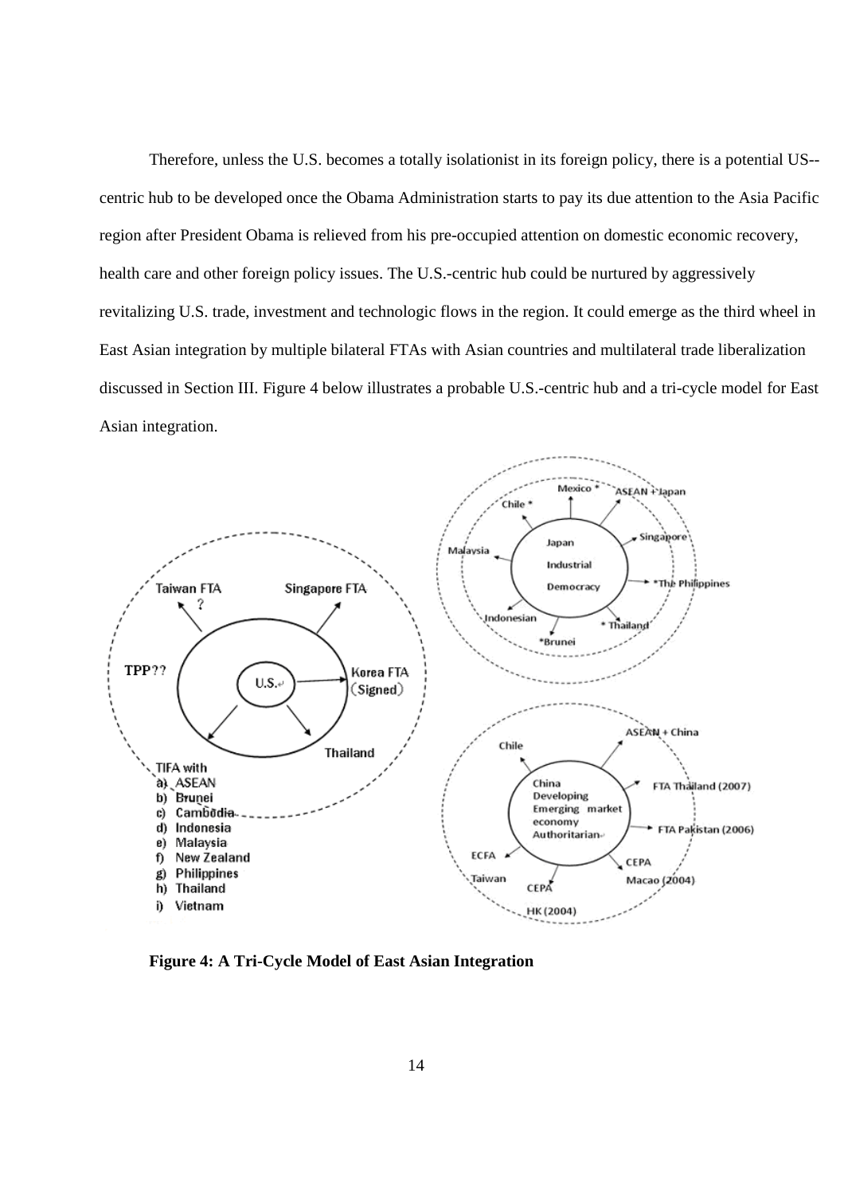Therefore, unless the U.S. becomes a totally isolationist in its foreign policy, there is a potential US--centric hub to be developed once the Obama Administration starts to pay its due attention to the Asia Pacific region after President Obama is relieved from his pre-occupied attention on domestic economic recovery, health care and other foreign policy issues. The U.S.-centric hub could be nurtured by aggressively revitalizing U.S. trade, investment and technologic flows in the region. It could emerge as the third wheel in East Asian integration by multiple bilateral FTAs with Asian countries and multilateral trade liberalization discussed in Section III. Figure 4 below illustrates a probable U.S.-centric hub and a tri-cycle model for East Asian integration.

**Figure 4: A Tri-Cycle Model of East Asian Integration**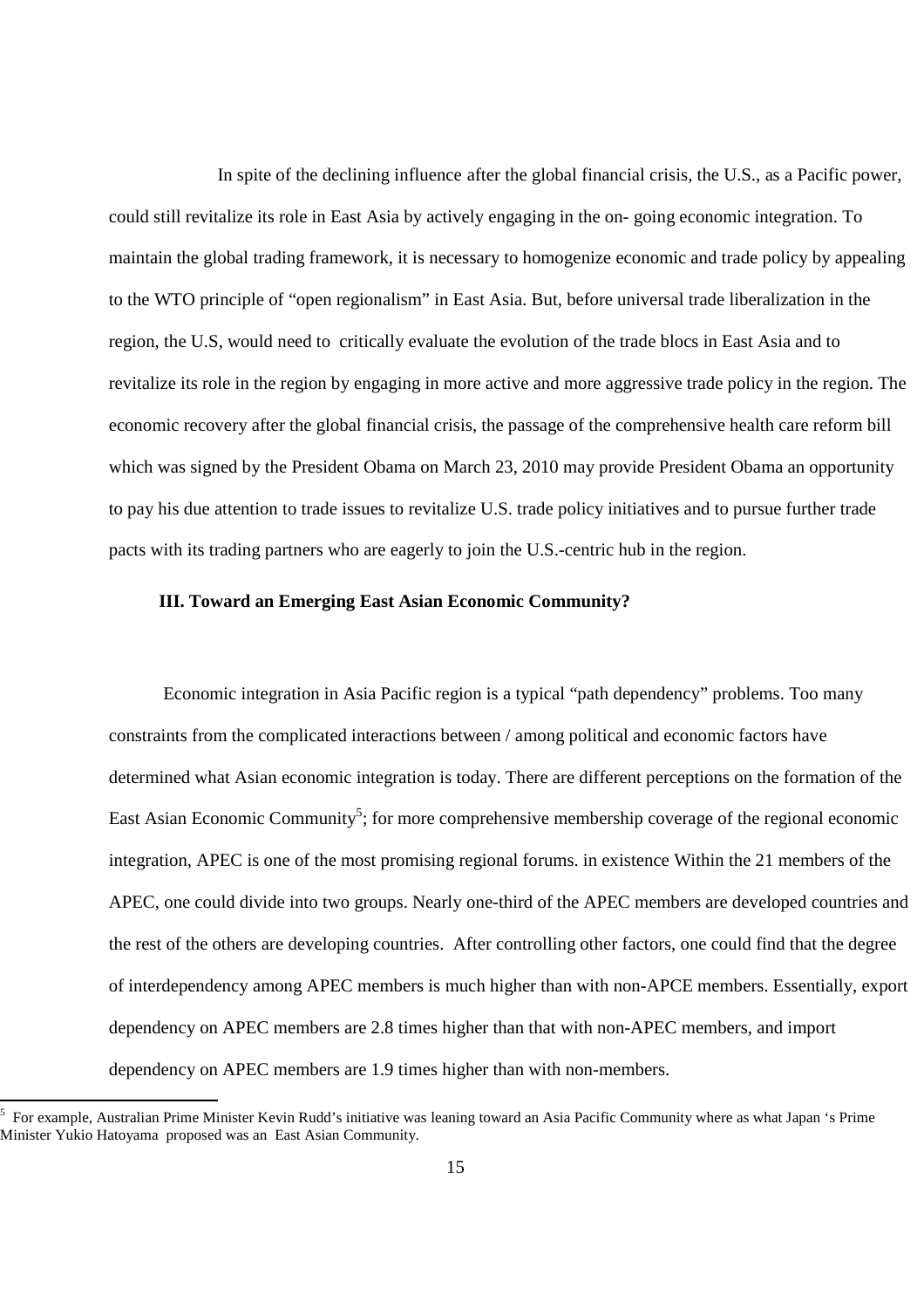In spite of the declining influence after the global financial crisis, the U.S., as a Pacific power, could still revitalize its role in East Asia by actively engaging in the on- going economic integration. To maintain the global trading framework, it is necessary to homogenize economic and trade policy by appealing to the WTO principle of "open regionalism" in East Asia. But, before universal trade liberalization in the region, the U.S, would need to critically evaluate the evolution of the trade blocs in East Asia and to revitalize its role in the region by engaging in more active and more aggressive trade policy in the region. The economic recovery after the global financial crisis, the passage of the comprehensive health care reform bill which was signed by the President Obama on March 23, 2010 may provide President Obama an opportunity to pay his due attention to trade issues to revitalize U.S. trade policy initiatives and to pursue further trade pacts with its trading partners who are eagerly to join the U.S.-centric hub in the region.

## III. Toward an Emerging East Asian Economic Community?

Economic integration in Asia Pacific region is a typical "path dependency" problems. Too many constraints from the complicated interactions between / among political and economic factors have determined what Asian economic integration is today. There are different perceptions on the formation of the East Asian Economic Community[5]; for more comprehensive membership coverage of the regional economic integration, APEC is one of the most promising regional forums. in existence Within the 21 members of the APEC, one could divide into two groups. Nearly one-third of the APEC members are developed countries and the rest of the others are developing countries. After controlling other factors, one could find that the degree of interdependency among APEC members is much higher than with non-APCE members. Essentially, export dependency on APEC members are 2.8 times higher than that with non-APEC members, and import dependency on APEC members are 1.9 times higher than with non-members.

[5] For example, Australian Prime Minister Kevin Rudd's initiative was leaning toward an Asia Pacific Community where as what Japan 's Prime Minister Yukio Hatoyama proposed was an East Asian Community.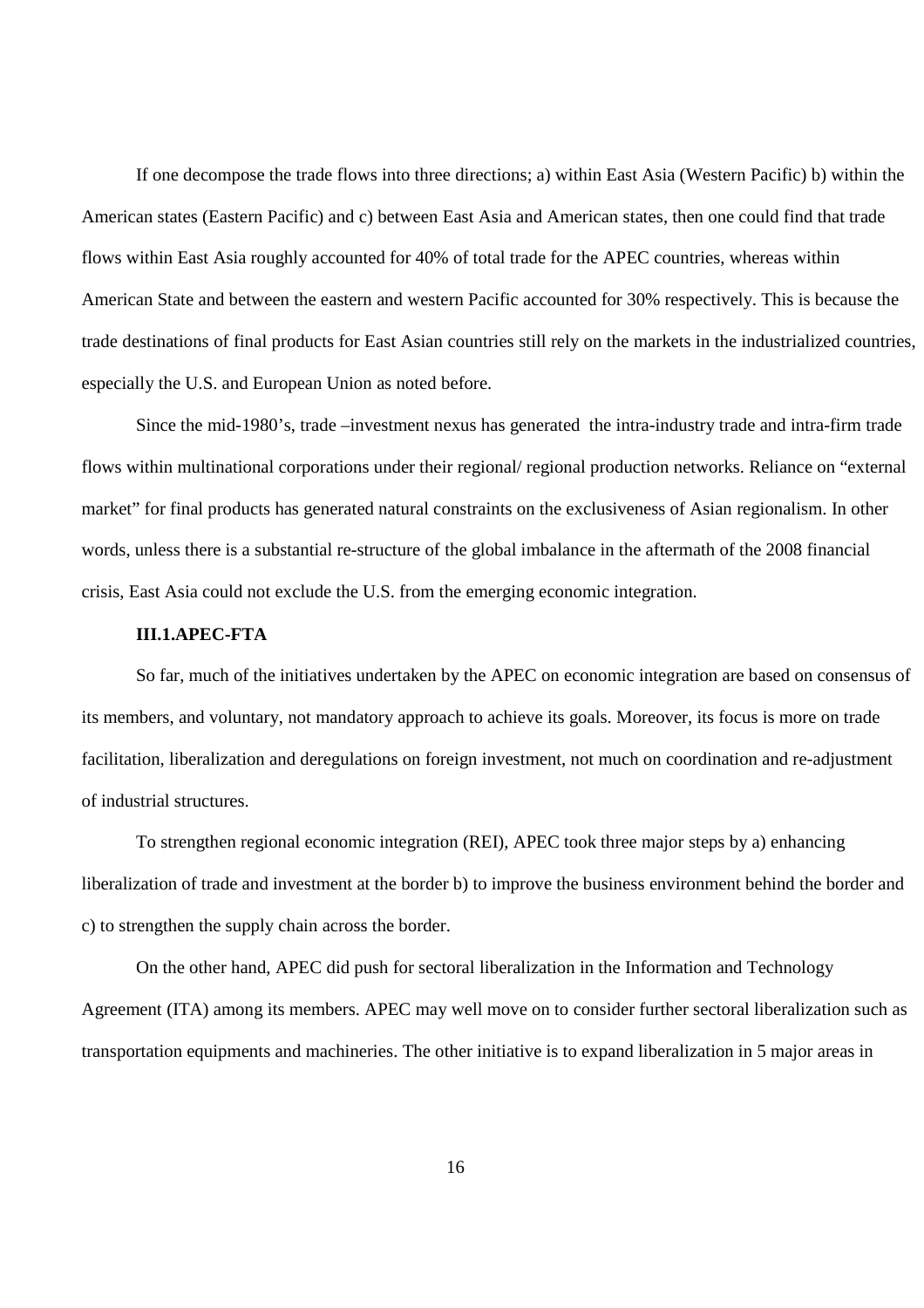If one decompose the trade flows into three directions; a) within East Asia (Western Pacific) b) within the American states (Eastern Pacific) and c) between East Asia and American states, then one could find that trade flows within East Asia roughly accounted for 40% of total trade for the APEC countries, whereas within American State and between the eastern and western Pacific accounted for 30% respectively. This is because the trade destinations of final products for East Asian countries still rely on the markets in the industrialized countries, especially the U.S. and European Union as noted before.

Since the mid-1980's, trade –investment nexus has generated the intra-industry trade and intra-firm trade flows within multinational corporations under their regional/ regional production networks. Reliance on "external market" for final products has generated natural constraints on the exclusiveness of Asian regionalism. In other words, unless there is a substantial re-structure of the global imbalance in the aftermath of the 2008 financial crisis, East Asia could not exclude the U.S. from the emerging economic integration.

### III.1.APEC-FTA

So far, much of the initiatives undertaken by the APEC on economic integration are based on consensus of its members, and voluntary, not mandatory approach to achieve its goals. Moreover, its focus is more on trade facilitation, liberalization and deregulations on foreign investment, not much on coordination and re-adjustment of industrial structures.

To strengthen regional economic integration (REI), APEC took three major steps by a) enhancing liberalization of trade and investment at the border b) to improve the business environment behind the border and c) to strengthen the supply chain across the border.

On the other hand, APEC did push for sectoral liberalization in the Information and Technology Agreement (ITA) among its members. APEC may well move on to consider further sectoral liberalization such as transportation equipments and machineries. The other initiative is to expand liberalization in 5 major areas in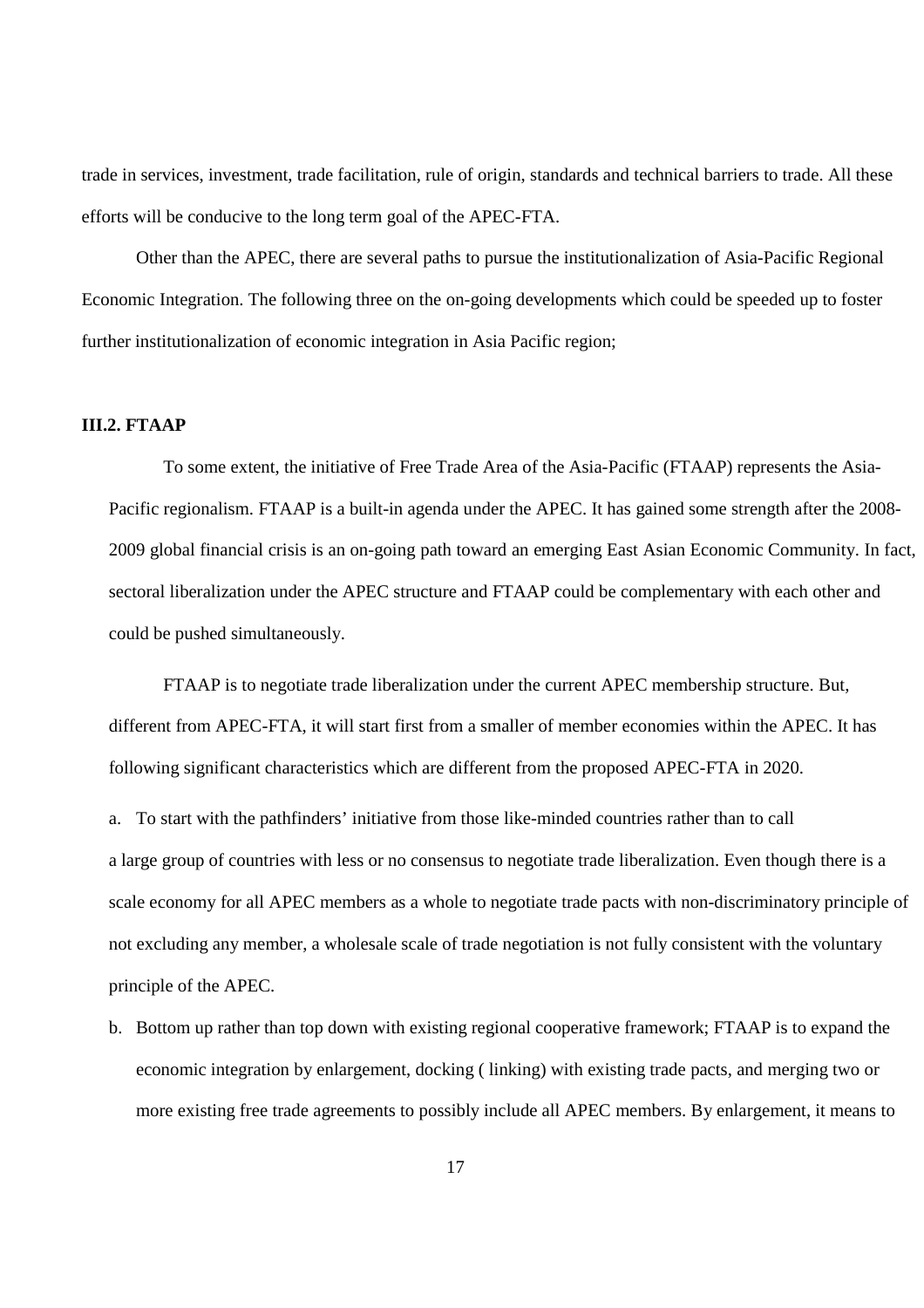trade in services, investment, trade facilitation, rule of origin, standards and technical barriers to trade. All these efforts will be conducive to the long term goal of the APEC-FTA.

Other than the APEC, there are several paths to pursue the institutionalization of Asia-Pacific Regional Economic Integration. The following three on the on-going developments which could be speeded up to foster further institutionalization of economic integration in Asia Pacific region;

### III.2. FTAAP

To some extent, the initiative of Free Trade Area of the Asia-Pacific (FTAAP) represents the Asia-Pacific regionalism. FTAAP is a built-in agenda under the APEC. It has gained some strength after the 2008-2009 global financial crisis is an on-going path toward an emerging East Asian Economic Community. In fact, sectoral liberalization under the APEC structure and FTAAP could be complementary with each other and could be pushed simultaneously.

FTAAP is to negotiate trade liberalization under the current APEC membership structure. But, different from APEC-FTA, it will start first from a smaller of member economies within the APEC. It has following significant characteristics which are different from the proposed APEC-FTA in 2020.

a. To start with the pathfinders' initiative from those like-minded countries rather than to call a large group of countries with less or no consensus to negotiate trade liberalization. Even though there is a scale economy for all APEC members as a whole to negotiate trade pacts with non-discriminatory principle of not excluding any member, a wholesale scale of trade negotiation is not fully consistent with the voluntary principle of the APEC.

b. Bottom up rather than top down with existing regional cooperative framework; FTAAP is to expand the economic integration by enlargement, docking ( linking) with existing trade pacts, and merging two or more existing free trade agreements to possibly include all APEC members. By enlargement, it means to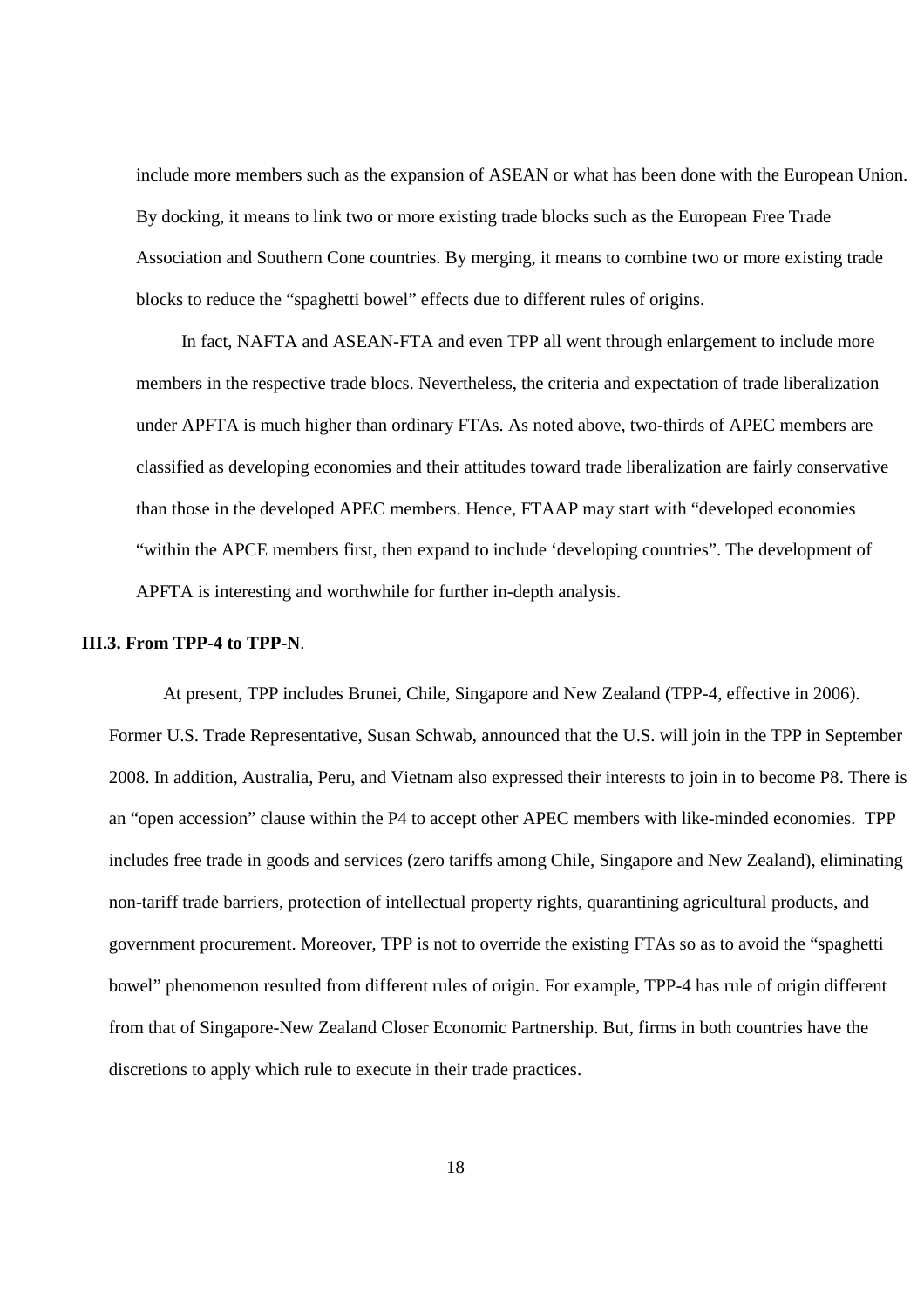include more members such as the expansion of ASEAN or what has been done with the European Union. By docking, it means to link two or more existing trade blocks such as the European Free Trade Association and Southern Cone countries. By merging, it means to combine two or more existing trade blocks to reduce the "spaghetti bowel" effects due to different rules of origins.

In fact, NAFTA and ASEAN-FTA and even TPP all went through enlargement to include more members in the respective trade blocs. Nevertheless, the criteria and expectation of trade liberalization under APFTA is much higher than ordinary FTAs. As noted above, two-thirds of APEC members are classified as developing economies and their attitudes toward trade liberalization are fairly conservative than those in the developed APEC members. Hence, FTAAP may start with "developed economies "within the APCE members first, then expand to include 'developing countries". The development of APFTA is interesting and worthwhile for further in-depth analysis.

### III.3. From TPP-4 to TPP-N.

At present, TPP includes Brunei, Chile, Singapore and New Zealand (TPP-4, effective in 2006). Former U.S. Trade Representative, Susan Schwab, announced that the U.S. will join in the TPP in September 2008. In addition, Australia, Peru, and Vietnam also expressed their interests to join in to become P8. There is an "open accession" clause within the P4 to accept other APEC members with like-minded economies. TPP includes free trade in goods and services (zero tariffs among Chile, Singapore and New Zealand), eliminating non-tariff trade barriers, protection of intellectual property rights, quarantining agricultural products, and government procurement. Moreover, TPP is not to override the existing FTAs so as to avoid the "spaghetti bowel" phenomenon resulted from different rules of origin. For example, TPP-4 has rule of origin different from that of Singapore-New Zealand Closer Economic Partnership. But, firms in both countries have the discretions to apply which rule to execute in their trade practices.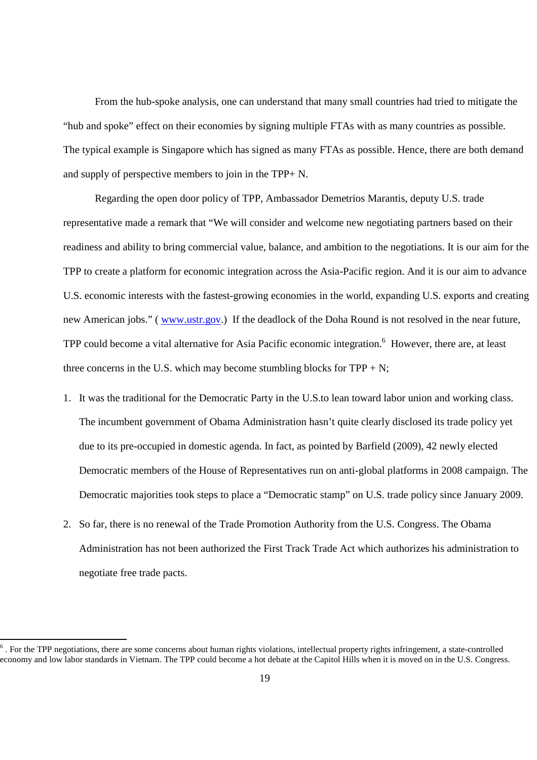From the hub-spoke analysis, one can understand that many small countries had tried to mitigate the "hub and spoke" effect on their economies by signing multiple FTAs with as many countries as possible. The typical example is Singapore which has signed as many FTAs as possible. Hence, there are both demand and supply of perspective members to join in the TPP+ N.

Regarding the open door policy of TPP, Ambassador Demetrios Marantis, deputy U.S. trade representative made a remark that "We will consider and welcome new negotiating partners based on their readiness and ability to bring commercial value, balance, and ambition to the negotiations. It is our aim for the TPP to create a platform for economic integration across the Asia-Pacific region. And it is our aim to advance U.S. economic interests with the fastest-growing economies in the world, expanding U.S. exports and creating new American jobs." ( www.ustr.gov.) If the deadlock of the Doha Round is not resolved in the near future, TPP could become a vital alternative for Asia Pacific economic integration.[6] However, there are, at least three concerns in the U.S. which may become stumbling blocks for TPP + N;

1. It was the traditional for the Democratic Party in the U.S.to lean toward labor union and working class. The incumbent government of Obama Administration hasn't quite clearly disclosed its trade policy yet due to its pre-occupied in domestic agenda. In fact, as pointed by Barfield (2009), 42 newly elected Democratic members of the House of Representatives run on anti-global platforms in 2008 campaign. The Democratic majorities took steps to place a "Democratic stamp" on U.S. trade policy since January 2009.
2. So far, there is no renewal of the Trade Promotion Authority from the U.S. Congress. The Obama Administration has not been authorized the First Track Trade Act which authorizes his administration to negotiate free trade pacts.

[6] . For the TPP negotiations, there are some concerns about human rights violations, intellectual property rights infringement, a state-controlled economy and low labor standards in Vietnam. The TPP could become a hot debate at the Capitol Hills when it is moved on in the U.S. Congress.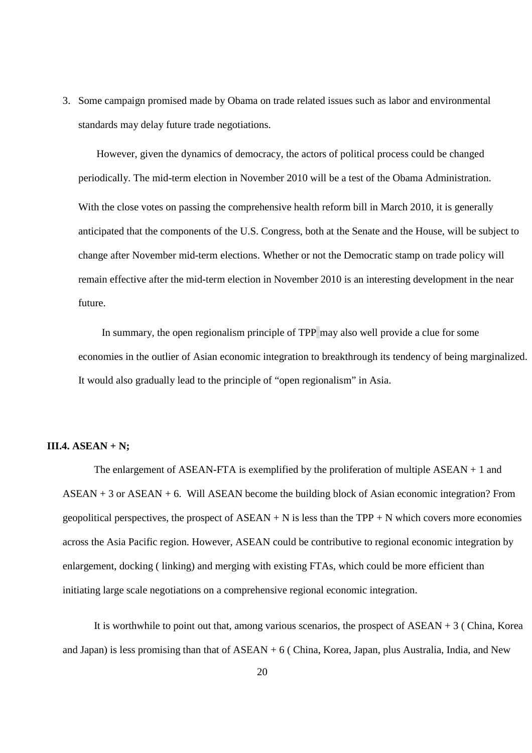3. Some campaign promised made by Obama on trade related issues such as labor and environmental standards may delay future trade negotiations.

However, given the dynamics of democracy, the actors of political process could be changed periodically. The mid-term election in November 2010 will be a test of the Obama Administration. With the close votes on passing the comprehensive health reform bill in March 2010, it is generally anticipated that the components of the U.S. Congress, both at the Senate and the House, will be subject to change after November mid-term elections. Whether or not the Democratic stamp on trade policy will remain effective after the mid-term election in November 2010 is an interesting development in the near future.

In summary, the open regionalism principle of TPP may also well provide a clue for some economies in the outlier of Asian economic integration to breakthrough its tendency of being marginalized. It would also gradually lead to the principle of "open regionalism" in Asia.

**III.4. ASEAN + N;**

The enlargement of ASEAN-FTA is exemplified by the proliferation of multiple ASEAN + 1 and ASEAN + 3 or ASEAN + 6. Will ASEAN become the building block of Asian economic integration? From geopolitical perspectives, the prospect of ASEAN + N is less than the TPP + N which covers more economies across the Asia Pacific region. However, ASEAN could be contributive to regional economic integration by enlargement, docking ( linking) and merging with existing FTAs, which could be more efficient than initiating large scale negotiations on a comprehensive regional economic integration.

It is worthwhile to point out that, among various scenarios, the prospect of ASEAN + 3 ( China, Korea and Japan) is less promising than that of ASEAN + 6 ( China, Korea, Japan, plus Australia, India, and New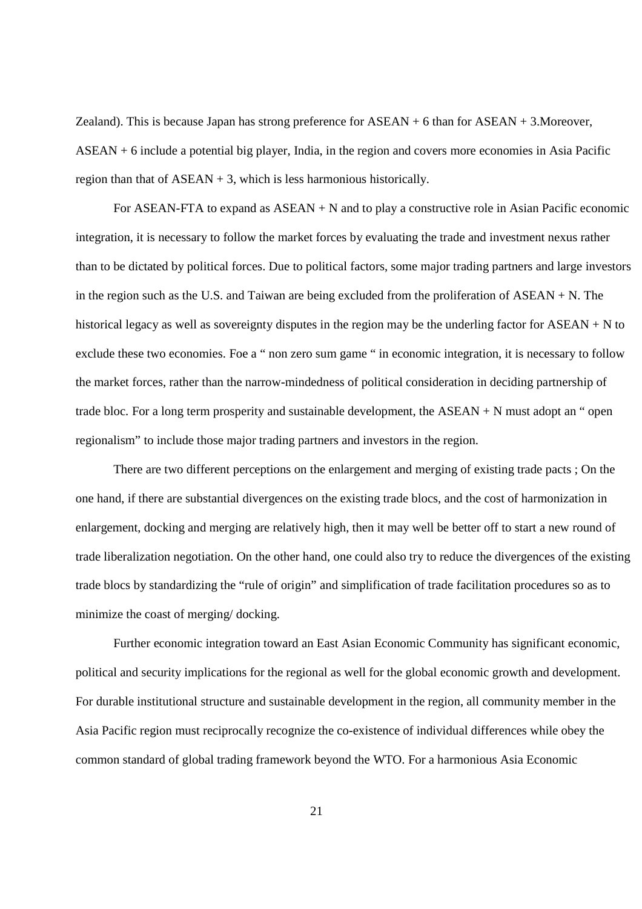Zealand). This is because Japan has strong preference for ASEAN + 6 than for ASEAN + 3.Moreover, ASEAN + 6 include a potential big player, India, in the region and covers more economies in Asia Pacific region than that of ASEAN + 3, which is less harmonious historically.

For ASEAN-FTA to expand as ASEAN + N and to play a constructive role in Asian Pacific economic integration, it is necessary to follow the market forces by evaluating the trade and investment nexus rather than to be dictated by political forces. Due to political factors, some major trading partners and large investors in the region such as the U.S. and Taiwan are being excluded from the proliferation of ASEAN + N. The historical legacy as well as sovereignty disputes in the region may be the underling factor for ASEAN + N to exclude these two economies. Foe a " non zero sum game " in economic integration, it is necessary to follow the market forces, rather than the narrow-mindedness of political consideration in deciding partnership of trade bloc. For a long term prosperity and sustainable development, the ASEAN + N must adopt an " open regionalism" to include those major trading partners and investors in the region.

There are two different perceptions on the enlargement and merging of existing trade pacts ; On the one hand, if there are substantial divergences on the existing trade blocs, and the cost of harmonization in enlargement, docking and merging are relatively high, then it may well be better off to start a new round of trade liberalization negotiation. On the other hand, one could also try to reduce the divergences of the existing trade blocs by standardizing the "rule of origin" and simplification of trade facilitation procedures so as to minimize the coast of merging/ docking.

Further economic integration toward an East Asian Economic Community has significant economic, political and security implications for the regional as well for the global economic growth and development. For durable institutional structure and sustainable development in the region, all community member in the Asia Pacific region must reciprocally recognize the co-existence of individual differences while obey the common standard of global trading framework beyond the WTO. For a harmonious Asia Economic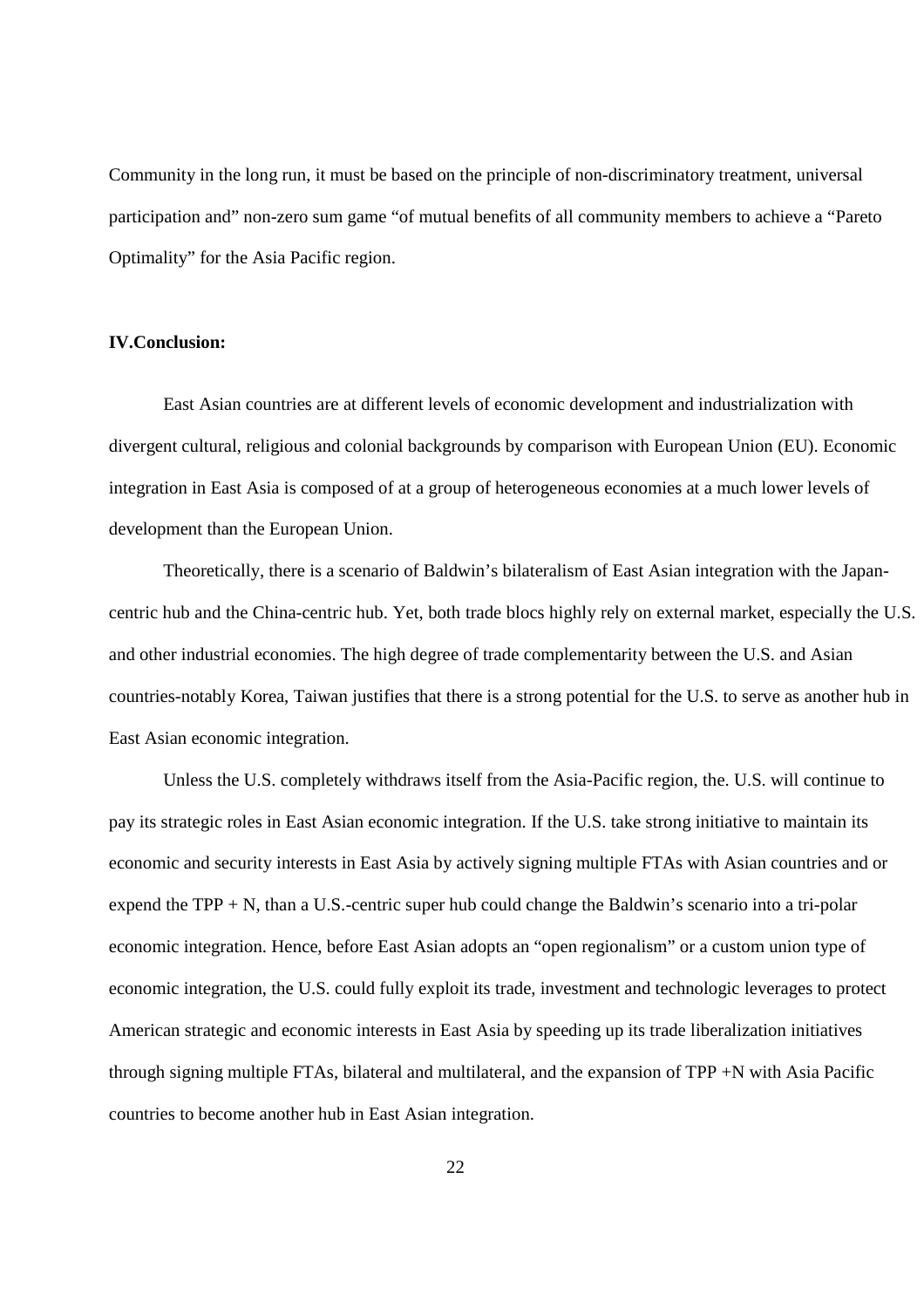Community in the long run, it must be based on the principle of non-discriminatory treatment, universal participation and" non-zero sum game "of mutual benefits of all community members to achieve a "Pareto Optimality" for the Asia Pacific region.

**IV.Conclusion:**

East Asian countries are at different levels of economic development and industrialization with divergent cultural, religious and colonial backgrounds by comparison with European Union (EU). Economic integration in East Asia is composed of at a group of heterogeneous economies at a much lower levels of development than the European Union.

Theoretically, there is a scenario of Baldwin's bilateralism of East Asian integration with the Japan-centric hub and the China-centric hub. Yet, both trade blocs highly rely on external market, especially the U.S. and other industrial economies. The high degree of trade complementarity between the U.S. and Asian countries-notably Korea, Taiwan justifies that there is a strong potential for the U.S. to serve as another hub in East Asian economic integration.

Unless the U.S. completely withdraws itself from the Asia-Pacific region, the. U.S. will continue to pay its strategic roles in East Asian economic integration. If the U.S. take strong initiative to maintain its economic and security interests in East Asia by actively signing multiple FTAs with Asian countries and or expend the TPP + N, than a U.S.-centric super hub could change the Baldwin's scenario into a tri-polar economic integration. Hence, before East Asian adopts an "open regionalism" or a custom union type of economic integration, the U.S. could fully exploit its trade, investment and technologic leverages to protect American strategic and economic interests in East Asia by speeding up its trade liberalization initiatives through signing multiple FTAs, bilateral and multilateral, and the expansion of TPP +N with Asia Pacific countries to become another hub in East Asian integration.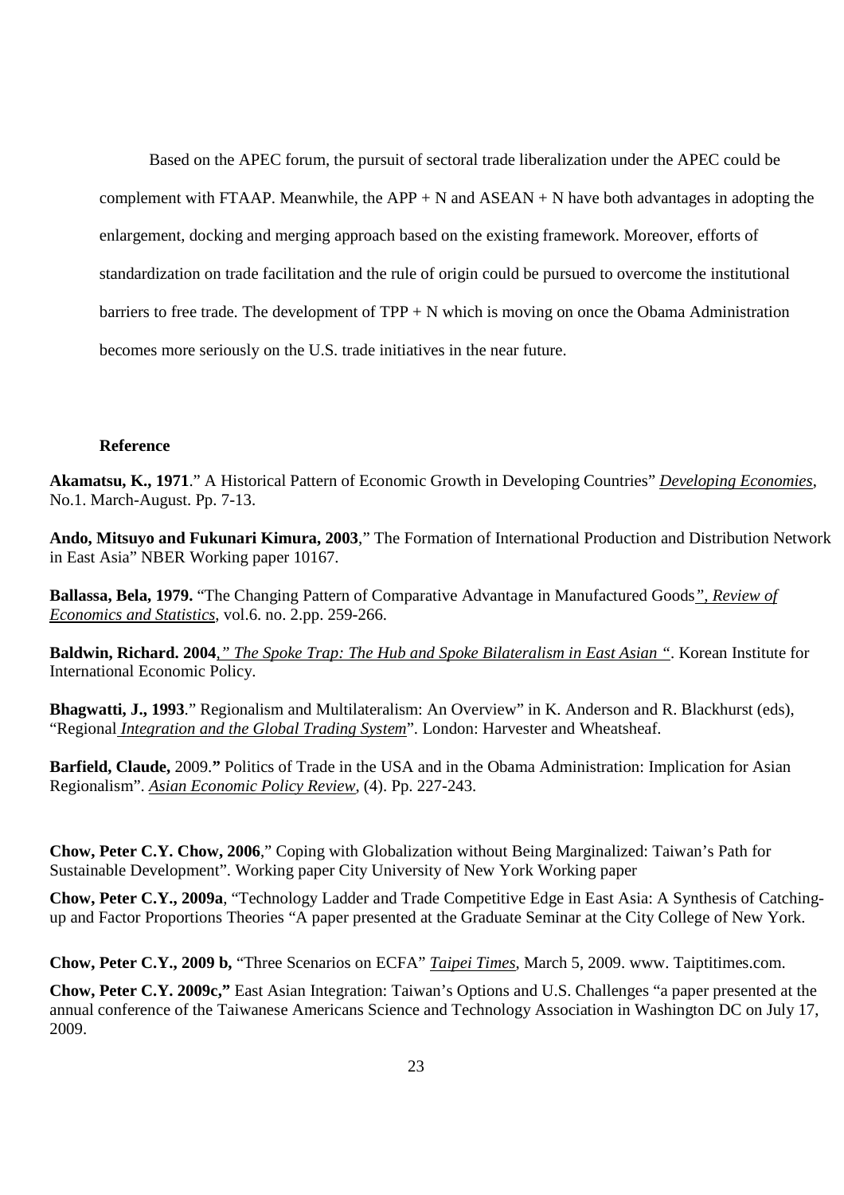Based on the APEC forum, the pursuit of sectoral trade liberalization under the APEC could be complement with FTAAP. Meanwhile, the APP + N and ASEAN + N have both advantages in adopting the enlargement, docking and merging approach based on the existing framework. Moreover, efforts of standardization on trade facilitation and the rule of origin could be pursued to overcome the institutional barriers to free trade. The development of TPP + N which is moving on once the Obama Administration becomes more seriously on the U.S. trade initiatives in the near future.

### Reference

**Akamatsu, K., 1971**." A Historical Pattern of Economic Growth in Developing Countries" *Developing Economies*, No.1. March-August. Pp. 7-13.

**Ando, Mitsuyo and Fukunari Kimura, 2003**," The Formation of International Production and Distribution Network in East Asia" NBER Working paper 10167.

**Ballassa, Bela, 1979.** "The Changing Pattern of Comparative Advantage in Manufactured Goods*", Review of Economics and Statistics*, vol.6. no. 2.pp. 259-266.

**Baldwin, Richard. 2004***," The Spoke Trap: The Hub and Spoke Bilateralism in East Asian "*. Korean Institute for International Economic Policy.

**Bhagwatti, J., 1993**." Regionalism and Multilateralism: An Overview" in K. Anderson and R. Blackhurst (eds), "Regional *Integration and the Global Trading System*". London: Harvester and Wheatsheaf.

**Barfield, Claude,** 2009.**"** Politics of Trade in the USA and in the Obama Administration: Implication for Asian Regionalism". *Asian Economic Policy Review*, (4). Pp. 227-243.

**Chow, Peter C.Y. Chow, 2006**," Coping with Globalization without Being Marginalized: Taiwan's Path for Sustainable Development". Working paper City University of New York Working paper

**Chow, Peter C.Y., 2009a**, "Technology Ladder and Trade Competitive Edge in East Asia: A Synthesis of Catching-up and Factor Proportions Theories "A paper presented at the Graduate Seminar at the City College of New York.

**Chow, Peter C.Y., 2009 b,** "Three Scenarios on ECFA" *Taipei Times*, March 5, 2009. www. Taiptitimes.com.

**Chow, Peter C.Y. 2009c,"** East Asian Integration: Taiwan's Options and U.S. Challenges "a paper presented at the annual conference of the Taiwanese Americans Science and Technology Association in Washington DC on July 17, 2009.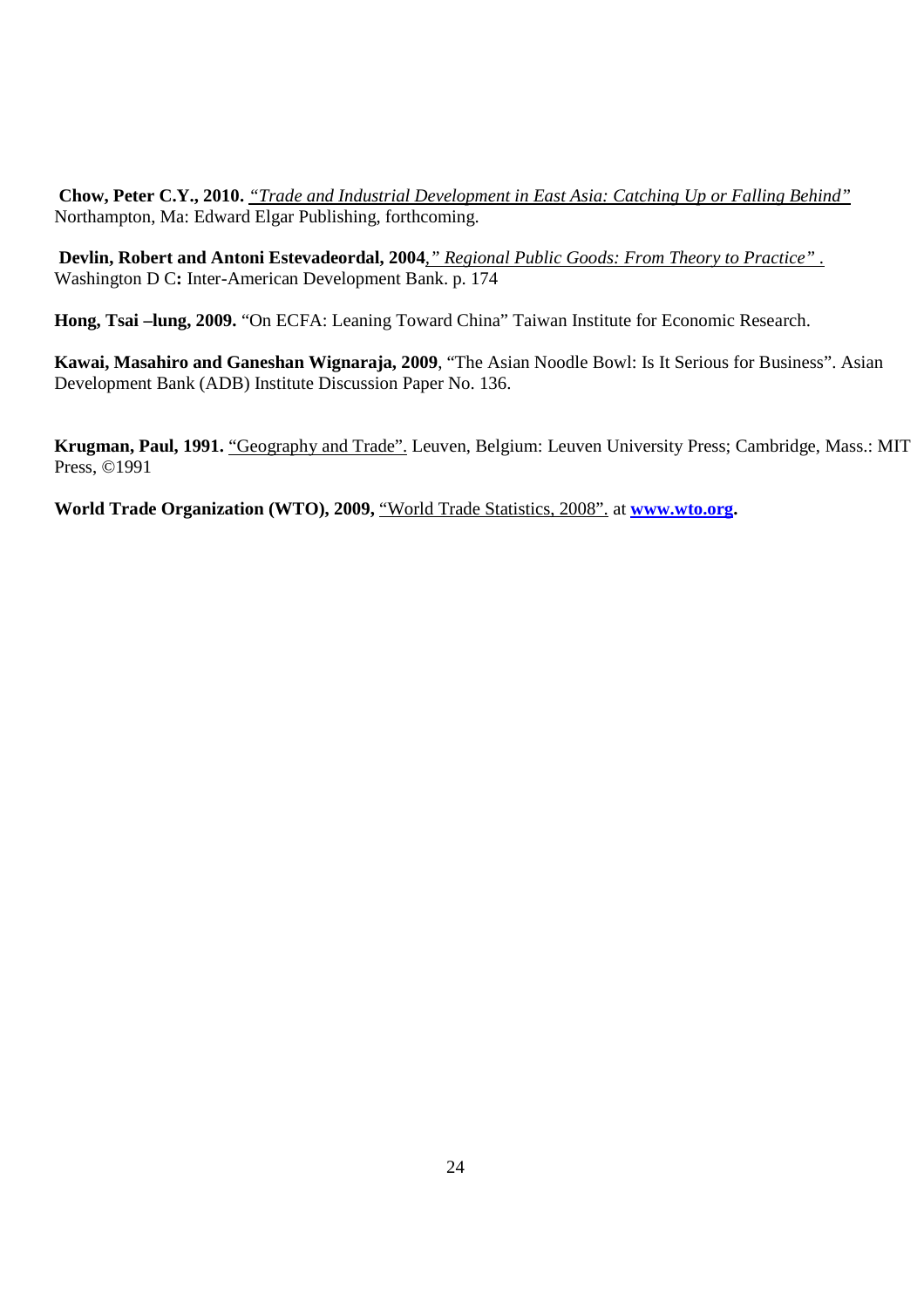**Chow, Peter C.Y., 2010.** *"Trade and Industrial Development in East Asia: Catching Up or Falling Behind"* Northampton, Ma: Edward Elgar Publishing, forthcoming.

**Devlin, Robert and Antoni Estevadeordal, 2004**," *Regional Public Goods: From Theory to Practice" .* Washington D C**:** Inter-American Development Bank. p. 174

**Hong, Tsai –lung, 2009.** "On ECFA: Leaning Toward China" Taiwan Institute for Economic Research.

**Kawai, Masahiro and Ganeshan Wignaraja, 2009**, "The Asian Noodle Bowl: Is It Serious for Business". Asian Development Bank (ADB) Institute Discussion Paper No. 136.

**Krugman, Paul, 1991.** "Geography and Trade". Leuven, Belgium: Leuven University Press; Cambridge, Mass.: MIT Press, ©1991

**World Trade Organization (WTO), 2009,** "World Trade Statistics, 2008". at **www.wto.org.**